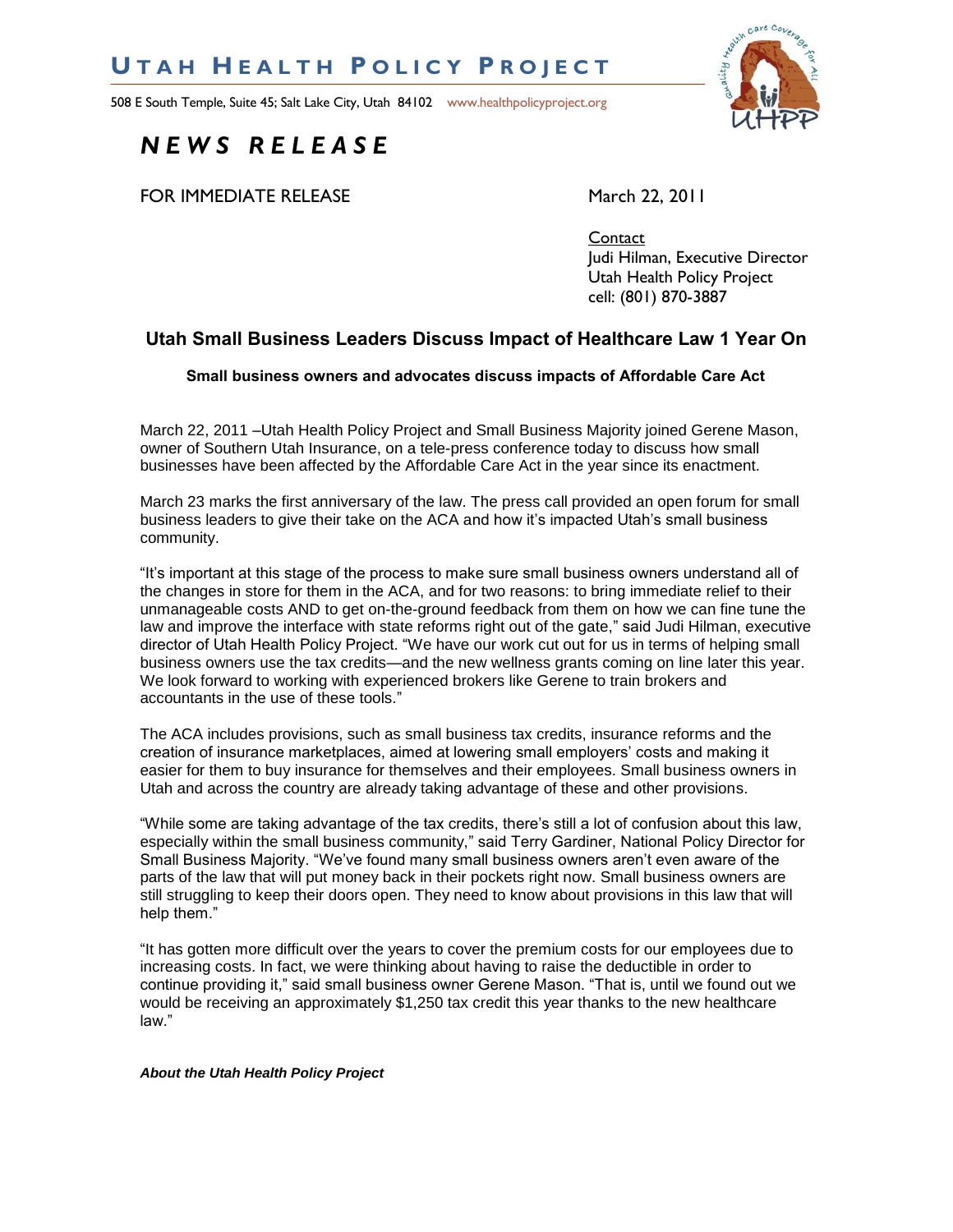# UTAH HEALTH POLICY PROJECT

508 E South Temple, Suite 45; Salt Lake City, Utah 84102 www.healthpolicyproject.org

## *NEWS RELEASE*

FOR IMMEDIATE RELEASE

March 22, 2011

Contact
Judi Hilman, Executive Director
Utah Health Policy Project
cell: (801) 870-3887

## Utah Small Business Leaders Discuss Impact of Healthcare Law 1 Year On

**Small business owners and advocates discuss impacts of Affordable Care Act**

March 22, 2011 –Utah Health Policy Project and Small Business Majority joined Gerene Mason, owner of Southern Utah Insurance, on a tele-press conference today to discuss how small businesses have been affected by the Affordable Care Act in the year since its enactment.

March 23 marks the first anniversary of the law. The press call provided an open forum for small business leaders to give their take on the ACA and how it's impacted Utah's small business community.

"It's important at this stage of the process to make sure small business owners understand all of the changes in store for them in the ACA, and for two reasons: to bring immediate relief to their unmanageable costs AND to get on-the-ground feedback from them on how we can fine tune the law and improve the interface with state reforms right out of the gate," said Judi Hilman, executive director of Utah Health Policy Project. "We have our work cut out for us in terms of helping small business owners use the tax credits—and the new wellness grants coming on line later this year. We look forward to working with experienced brokers like Gerene to train brokers and accountants in the use of these tools."

The ACA includes provisions, such as small business tax credits, insurance reforms and the creation of insurance marketplaces, aimed at lowering small employers' costs and making it easier for them to buy insurance for themselves and their employees. Small business owners in Utah and across the country are already taking advantage of these and other provisions.

"While some are taking advantage of the tax credits, there's still a lot of confusion about this law, especially within the small business community," said Terry Gardiner, National Policy Director for Small Business Majority. "We've found many small business owners aren't even aware of the parts of the law that will put money back in their pockets right now. Small business owners are still struggling to keep their doors open. They need to know about provisions in this law that will help them."

"It has gotten more difficult over the years to cover the premium costs for our employees due to increasing costs. In fact, we were thinking about having to raise the deductible in order to continue providing it," said small business owner Gerene Mason. "That is, until we found out we would be receiving an approximately $1,250 tax credit this year thanks to the new healthcare law."

***About the Utah Health Policy Project***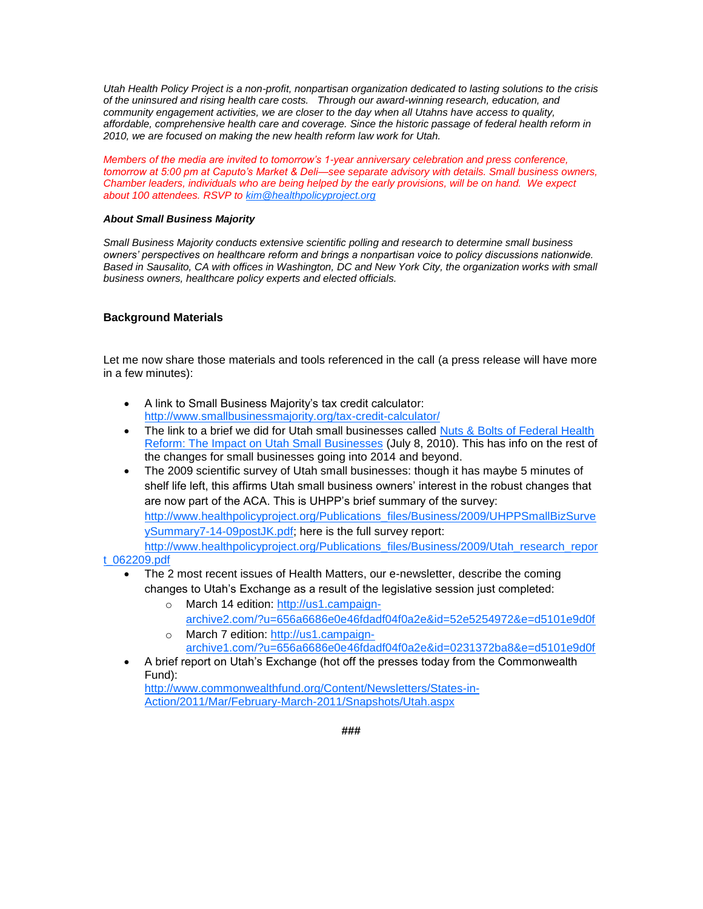*Utah Health Policy Project is a non-profit, nonpartisan organization dedicated to lasting solutions to the crisis of the uninsured and rising health care costs. Through our award-winning research, education, and community engagement activities, we are closer to the day when all Utahns have access to quality, affordable, comprehensive health care and coverage. Since the historic passage of federal health reform in 2010, we are focused on making the new health reform law work for Utah.*

*Members of the media are invited to tomorrow's 1-year anniversary celebration and press conference, tomorrow at 5:00 pm at Caputo's Market & Deli—see separate advisory with details. Small business owners, Chamber leaders, individuals who are being helped by the early provisions, will be on hand. We expect about 100 attendees. RSVP to [kim@healthpolicyproject.org](mailto:kim@healthpolicyproject.org)*

***About Small Business Majority***

*Small Business Majority conducts extensive scientific polling and research to determine small business owners' perspectives on healthcare reform and brings a nonpartisan voice to policy discussions nationwide. Based in Sausalito, CA with offices in Washington, DC and New York City, the organization works with small business owners, healthcare policy experts and elected officials.*

**Background Materials**

Let me now share those materials and tools referenced in the call (a press release will have more in a few minutes):

- A link to Small Business Majority's tax credit calculator: http://www.smallbusinessmajority.org/tax-credit-calculator/
- The link to a brief we did for Utah small businesses called Nuts & Bolts of Federal Health Reform: The Impact on Utah Small Businesses (July 8, 2010). This has info on the rest of the changes for small businesses going into 2014 and beyond.
- The 2009 scientific survey of Utah small businesses: though it has maybe 5 minutes of shelf life left, this affirms Utah small business owners' interest in the robust changes that are now part of the ACA. This is UHPP's brief summary of the survey: http://www.healthpolicyproject.org/Publications_files/Business/2009/UHPPSmallBizSurveySummary7-14-09postJK.pdf; here is the full survey report: http://www.healthpolicyproject.org/Publications_files/Business/2009/Utah_research_report_062209.pdf
- The 2 most recent issues of Health Matters, our e-newsletter, describe the coming changes to Utah's Exchange as a result of the legislative session just completed:
  - March 14 edition: http://us1.campaign-archive2.com/?u=656a6686e0e46fdadf04f0a2e&id=52e5254972&e=d5101e9d0f
  - March 7 edition: http://us1.campaign-archive1.com/?u=656a6686e0e46fdadf04f0a2e&id=0231372ba8&e=d5101e9d0f
- A brief report on Utah's Exchange (hot off the presses today from the Commonwealth Fund): http://www.commonwealthfund.org/Content/Newsletters/States-in-Action/2011/Mar/February-March-2011/Snapshots/Utah.aspx

###